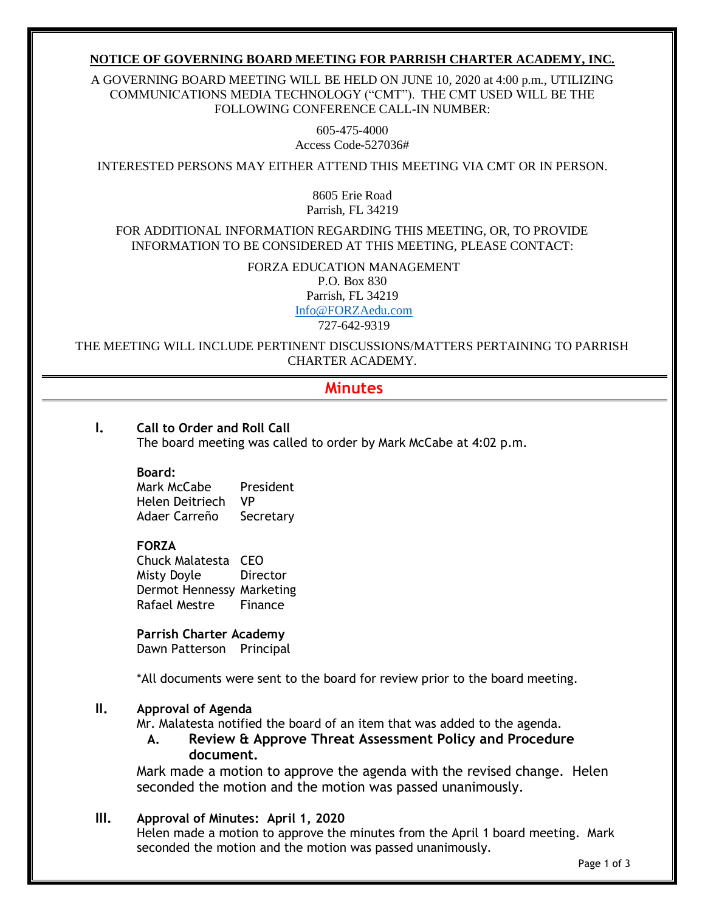**NOTICE OF GOVERNING BOARD MEETING FOR PARRISH CHARTER ACADEMY, INC.**

A GOVERNING BOARD MEETING WILL BE HELD ON JUNE 10, 2020 at 4:00 p.m., UTILIZING COMMUNICATIONS MEDIA TECHNOLOGY ("CMT"). THE CMT USED WILL BE THE FOLLOWING CONFERENCE CALL-IN NUMBER:

605-475-4000
Access Code-527036#

INTERESTED PERSONS MAY EITHER ATTEND THIS MEETING VIA CMT OR IN PERSON.

8605 Erie Road
Parrish, FL 34219

FOR ADDITIONAL INFORMATION REGARDING THIS MEETING, OR, TO PROVIDE INFORMATION TO BE CONSIDERED AT THIS MEETING, PLEASE CONTACT:

FORZA EDUCATION MANAGEMENT
P.O. Box 830
Parrish, FL 34219
Info@FORZAedu.com
727-642-9319

THE MEETING WILL INCLUDE PERTINENT DISCUSSIONS/MATTERS PERTAINING TO PARRISH CHARTER ACADEMY.

# Minutes

## I. Call to Order and Roll Call

The board meeting was called to order by Mark McCabe at 4:02 p.m.

**Board:**

Mark McCabe President
Helen Deitriech VP
Adaer Carreño Secretary

**FORZA**

Chuck Malatesta CEO
Misty Doyle Director
Dermot Hennessy Marketing
Rafael Mestre Finance

**Parrish Charter Academy**

Dawn Patterson Principal

*All documents were sent to the board for review prior to the board meeting.

## II. Approval of Agenda

Mr. Malatesta notified the board of an item that was added to the agenda.

**A. Review & Approve Threat Assessment Policy and Procedure document.**

Mark made a motion to approve the agenda with the revised change. Helen seconded the motion and the motion was passed unanimously.

## III. Approval of Minutes: April 1, 2020

Helen made a motion to approve the minutes from the April 1 board meeting. Mark seconded the motion and the motion was passed unanimously.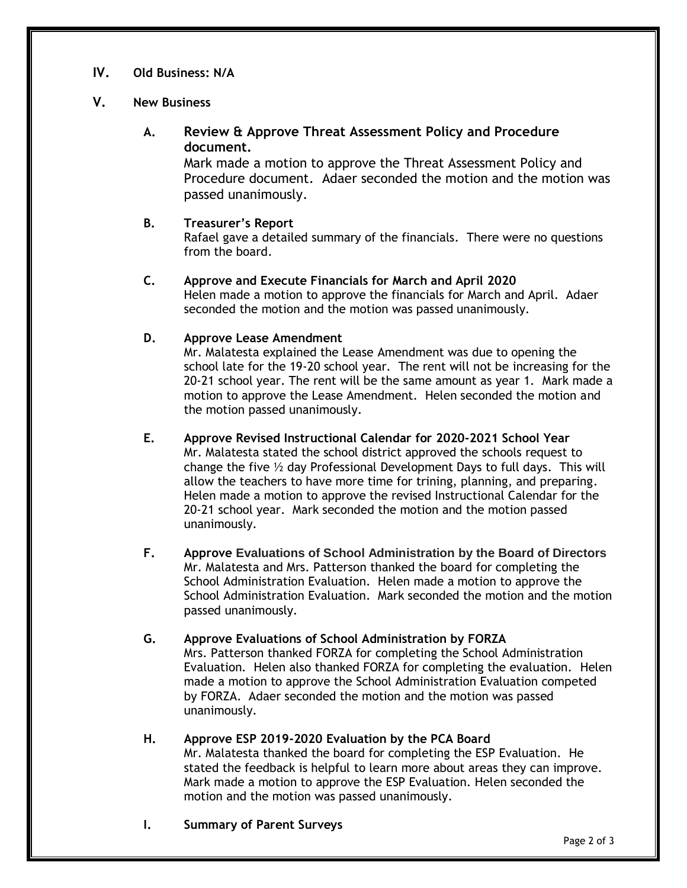## IV. Old Business: N/A

## V. New Business

### A. Review & Approve Threat Assessment Policy and Procedure document.

Mark made a motion to approve the Threat Assessment Policy and Procedure document. Adaer seconded the motion and the motion was passed unanimously.

### B. Treasurer's Report

Rafael gave a detailed summary of the financials. There were no questions from the board.

### C. Approve and Execute Financials for March and April 2020

Helen made a motion to approve the financials for March and April. Adaer seconded the motion and the motion was passed unanimously.

### D. Approve Lease Amendment

Mr. Malatesta explained the Lease Amendment was due to opening the school late for the 19-20 school year. The rent will not be increasing for the 20-21 school year. The rent will be the same amount as year 1. Mark made a motion to approve the Lease Amendment. Helen seconded the motion and the motion passed unanimously.

### E. Approve Revised Instructional Calendar for 2020-2021 School Year

Mr. Malatesta stated the school district approved the schools request to change the five ½ day Professional Development Days to full days. This will allow the teachers to have more time for trining, planning, and preparing. Helen made a motion to approve the revised Instructional Calendar for the 20-21 school year. Mark seconded the motion and the motion passed unanimously.

### F. Approve Evaluations of School Administration by the Board of Directors

Mr. Malatesta and Mrs. Patterson thanked the board for completing the School Administration Evaluation. Helen made a motion to approve the School Administration Evaluation. Mark seconded the motion and the motion passed unanimously.

### G. Approve Evaluations of School Administration by FORZA

Mrs. Patterson thanked FORZA for completing the School Administration Evaluation. Helen also thanked FORZA for completing the evaluation. Helen made a motion to approve the School Administration Evaluation competed by FORZA. Adaer seconded the motion and the motion was passed unanimously.

### H. Approve ESP 2019-2020 Evaluation by the PCA Board

Mr. Malatesta thanked the board for completing the ESP Evaluation. He stated the feedback is helpful to learn more about areas they can improve. Mark made a motion to approve the ESP Evaluation. Helen seconded the motion and the motion was passed unanimously.

### I. Summary of Parent Surveys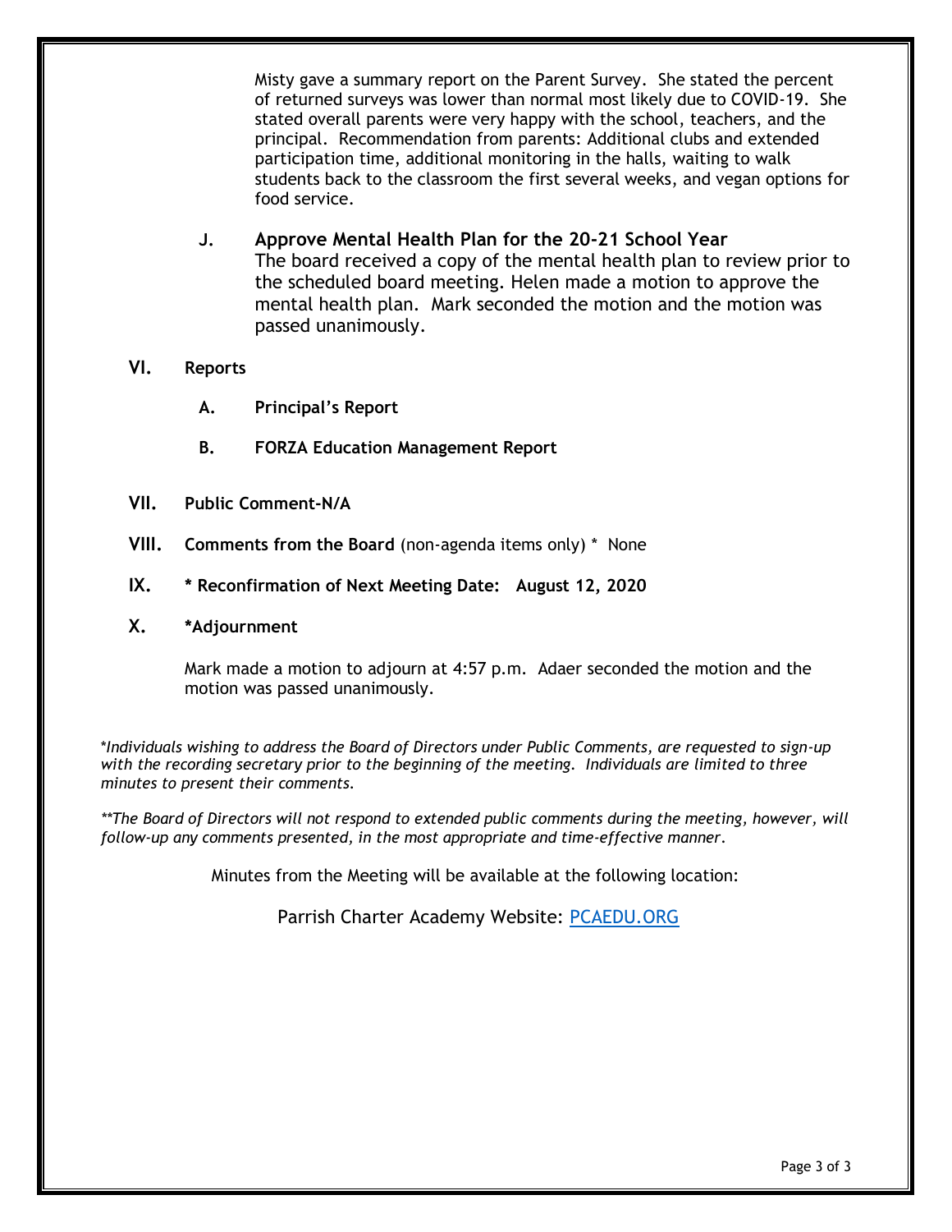Misty gave a summary report on the Parent Survey. She stated the percent of returned surveys was lower than normal most likely due to COVID-19. She stated overall parents were very happy with the school, teachers, and the principal. Recommendation from parents: Additional clubs and extended participation time, additional monitoring in the halls, waiting to walk students back to the classroom the first several weeks, and vegan options for food service.

**J. Approve Mental Health Plan for the 20-21 School Year**

The board received a copy of the mental health plan to review prior to the scheduled board meeting. Helen made a motion to approve the mental health plan. Mark seconded the motion and the motion was passed unanimously.

**VI. Reports**

**A. Principal's Report**

**B. FORZA Education Management Report**

**VII. Public Comment-N/A**

**VIII. Comments from the Board** (non-agenda items only) * None

**IX. * Reconfirmation of Next Meeting Date: August 12, 2020**

**X. *Adjournment**

Mark made a motion to adjourn at 4:57 p.m. Adaer seconded the motion and the motion was passed unanimously.

*\*Individuals wishing to address the Board of Directors under Public Comments, are requested to sign-up with the recording secretary prior to the beginning of the meeting. Individuals are limited to three minutes to present their comments.*

*\*\*The Board of Directors will not respond to extended public comments during the meeting, however, will follow-up any comments presented, in the most appropriate and time-effective manner.*

Minutes from the Meeting will be available at the following location:

Parrish Charter Academy Website: [PCAEDU.ORG](http://PCAEDU.ORG)